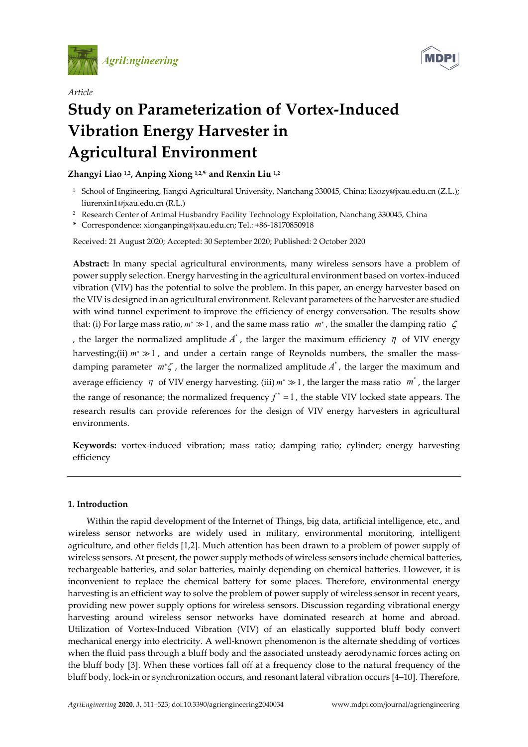*Article*

# Study on Parameterization of Vortex-Induced Vibration Energy Harvester in Agricultural Environment

**Zhangyi Liao [1,2], Anping Xiong [1,2,*] and Renxin Liu [1,2]**

[1] School of Engineering, Jiangxi Agricultural University, Nanchang 330045, China; liaozy@jxau.edu.cn (Z.L.); liurenxin1@jxau.edu.cn (R.L.)

[2] Research Center of Animal Husbandry Facility Technology Exploitation, Nanchang 330045, China

* Correspondence: xionganping@jxau.edu.cn; Tel.: +86-18170850918

Received: 21 August 2020; Accepted: 30 September 2020; Published: 2 October 2020

**Abstract:** In many special agricultural environments, many wireless sensors have a problem of power supply selection. Energy harvesting in the agricultural environment based on vortex-induced vibration (VIV) has the potential to solve the problem. In this paper, an energy harvester based on the VIV is designed in an agricultural environment. Relevant parameters of the harvester are studied with wind tunnel experiment to improve the efficiency of energy conversation. The results show that: (i) For large mass ratio, $m^* \gg 1$, and the same mass ratio $m^*$, the smaller the damping ratio $\zeta$, the larger the normalized amplitude $A^*$, the larger the maximum efficiency $\eta$ of VIV energy harvesting;(ii) $m^* \gg 1$, and under a certain range of Reynolds numbers, the smaller the mass-damping parameter $m^*\zeta$, the larger the normalized amplitude $A^*$, the larger the maximum and average efficiency $\eta$ of VIV energy harvesting. (iii) $m^* \gg 1$, the larger the mass ratio $m^*$, the larger the range of resonance; the normalized frequency $f^* \simeq 1$, the stable VIV locked state appears. The research results can provide references for the design of VIV energy harvesters in agricultural environments.

**Keywords:** vortex-induced vibration; mass ratio; damping ratio; cylinder; energy harvesting efficiency

## 1. Introduction

Within the rapid development of the Internet of Things, big data, artificial intelligence, etc., and wireless sensor networks are widely used in military, environmental monitoring, intelligent agriculture, and other fields [1,2]. Much attention has drawn to a problem of power supply of wireless sensors. At present, the power supply methods of wireless sensors include chemical batteries, rechargeable batteries, and solar batteries, mainly depending on chemical batteries. However, it is inconvenient to replace the chemical battery for some places. Therefore, environmental energy harvesting is an efficient way to solve the problem of power supply of wireless sensor in recent years, providing new power supply options for wireless sensors. Discussion regarding vibrational energy harvesting around wireless sensor networks have dominated research at home and abroad. Utilization of Vortex-Induced Vibration (VIV) of an elastically supported bluff body convert mechanical energy into electricity. A well-known phenomenon is the alternate shedding of vortices when the fluid pass through a bluff body and the associated unsteady aerodynamic forces acting on the bluff body [3]. When these vortices fall off at a frequency close to the natural frequency of the bluff body, lock-in or synchronization occurs, and resonant lateral vibration occurs [4–10]. Therefore,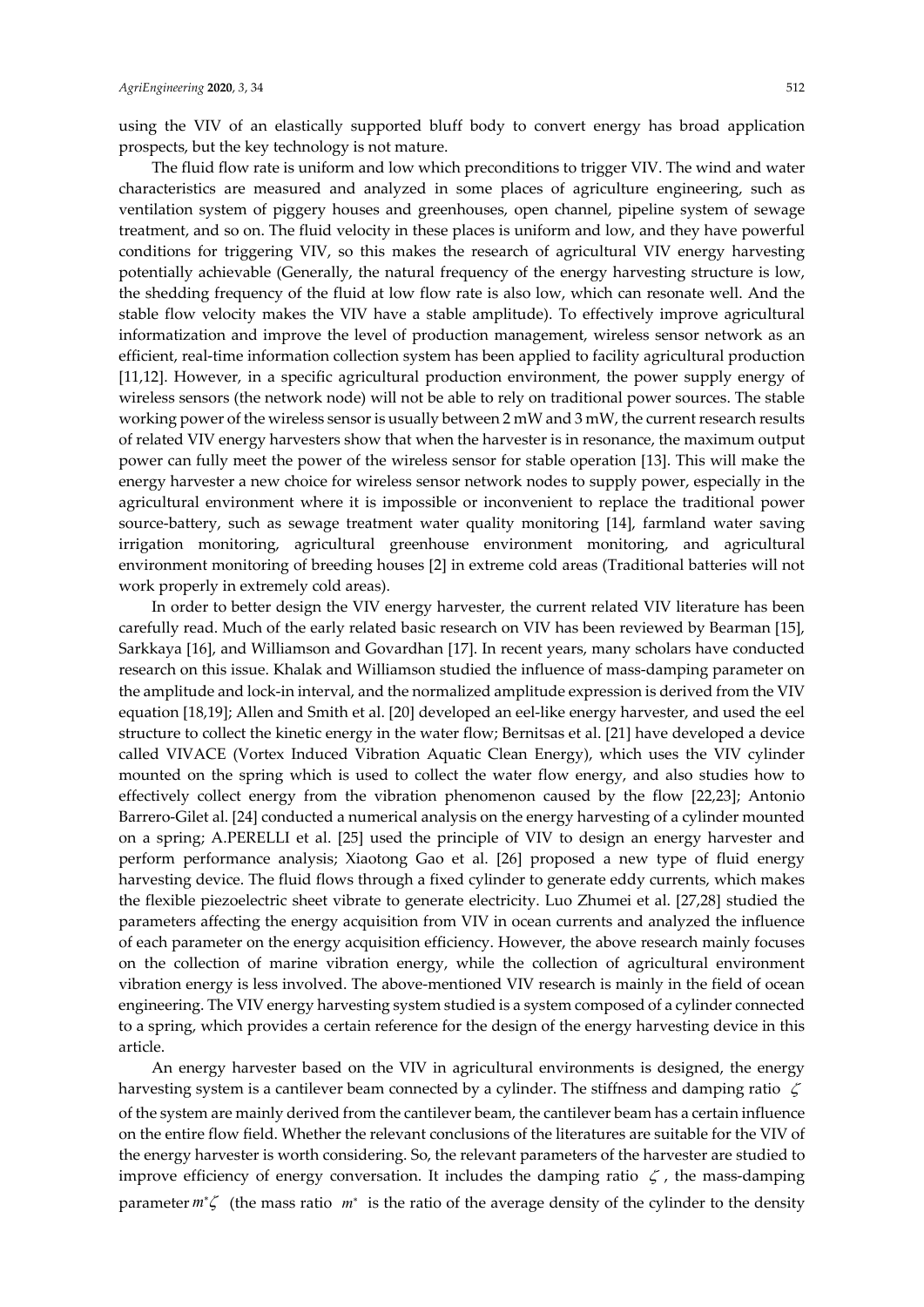using the VIV of an elastically supported bluff body to convert energy has broad application prospects, but the key technology is not mature.

The fluid flow rate is uniform and low which preconditions to trigger VIV. The wind and water characteristics are measured and analyzed in some places of agriculture engineering, such as ventilation system of piggery houses and greenhouses, open channel, pipeline system of sewage treatment, and so on. The fluid velocity in these places is uniform and low, and they have powerful conditions for triggering VIV, so this makes the research of agricultural VIV energy harvesting potentially achievable (Generally, the natural frequency of the energy harvesting structure is low, the shedding frequency of the fluid at low flow rate is also low, which can resonate well. And the stable flow velocity makes the VIV have a stable amplitude). To effectively improve agricultural informatization and improve the level of production management, wireless sensor network as an efficient, real-time information collection system has been applied to facility agricultural production [11,12]. However, in a specific agricultural production environment, the power supply energy of wireless sensors (the network node) will not be able to rely on traditional power sources. The stable working power of the wireless sensor is usually between 2 mW and 3 mW, the current research results of related VIV energy harvesters show that when the harvester is in resonance, the maximum output power can fully meet the power of the wireless sensor for stable operation [13]. This will make the energy harvester a new choice for wireless sensor network nodes to supply power, especially in the agricultural environment where it is impossible or inconvenient to replace the traditional power source-battery, such as sewage treatment water quality monitoring [14], farmland water saving irrigation monitoring, agricultural greenhouse environment monitoring, and agricultural environment monitoring of breeding houses [2] in extreme cold areas (Traditional batteries will not work properly in extremely cold areas).

In order to better design the VIV energy harvester, the current related VIV literature has been carefully read. Much of the early related basic research on VIV has been reviewed by Bearman [15], Sarkkaya [16], and Williamson and Govardhan [17]. In recent years, many scholars have conducted research on this issue. Khalak and Williamson studied the influence of mass-damping parameter on the amplitude and lock-in interval, and the normalized amplitude expression is derived from the VIV equation [18,19]; Allen and Smith et al. [20] developed an eel-like energy harvester, and used the eel structure to collect the kinetic energy in the water flow; Bernitsas et al. [21] have developed a device called VIVACE (Vortex Induced Vibration Aquatic Clean Energy), which uses the VIV cylinder mounted on the spring which is used to collect the water flow energy, and also studies how to effectively collect energy from the vibration phenomenon caused by the flow [22,23]; Antonio Barrero-Gilet al. [24] conducted a numerical analysis on the energy harvesting of a cylinder mounted on a spring; A.PERELLI et al. [25] used the principle of VIV to design an energy harvester and perform performance analysis; Xiaotong Gao et al. [26] proposed a new type of fluid energy harvesting device. The fluid flows through a fixed cylinder to generate eddy currents, which makes the flexible piezoelectric sheet vibrate to generate electricity. Luo Zhumei et al. [27,28] studied the parameters affecting the energy acquisition from VIV in ocean currents and analyzed the influence of each parameter on the energy acquisition efficiency. However, the above research mainly focuses on the collection of marine vibration energy, while the collection of agricultural environment vibration energy is less involved. The above-mentioned VIV research is mainly in the field of ocean engineering. The VIV energy harvesting system studied is a system composed of a cylinder connected to a spring, which provides a certain reference for the design of the energy harvesting device in this article.

An energy harvester based on the VIV in agricultural environments is designed, the energy harvesting system is a cantilever beam connected by a cylinder. The stiffness and damping ratio $\zeta$ of the system are mainly derived from the cantilever beam, the cantilever beam has a certain influence on the entire flow field. Whether the relevant conclusions of the literatures are suitable for the VIV of the energy harvester is worth considering. So, the relevant parameters of the harvester are studied to improve efficiency of energy conversation. It includes the damping ratio $\zeta$, the mass-damping parameter $m^*\zeta$ (the mass ratio $m^*$ is the ratio of the average density of the cylinder to the density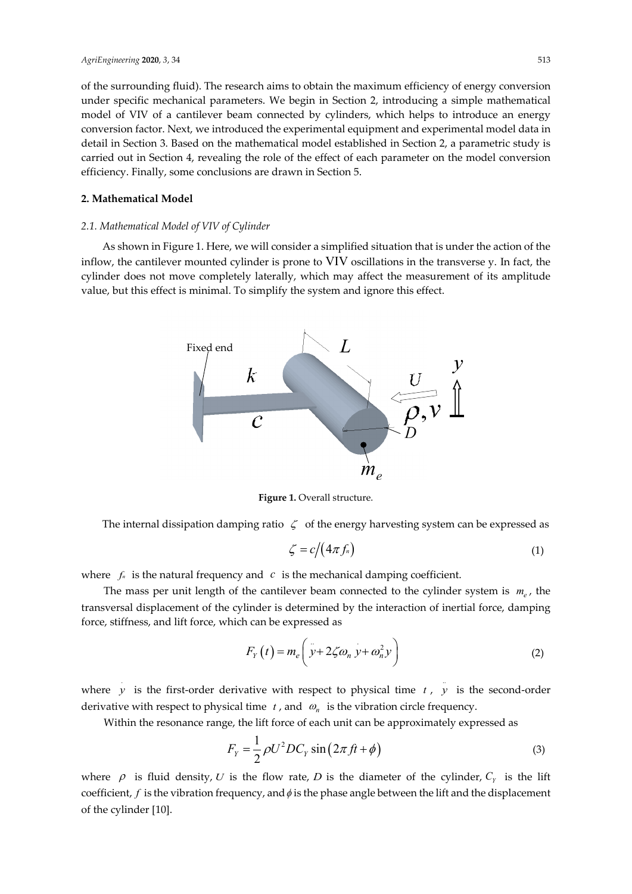of the surrounding fluid). The research aims to obtain the maximum efficiency of energy conversion under specific mechanical parameters. We begin in Section 2, introducing a simple mathematical model of VIV of a cantilever beam connected by cylinders, which helps to introduce an energy conversion factor. Next, we introduced the experimental equipment and experimental model data in detail in Section 3. Based on the mathematical model established in Section 2, a parametric study is carried out in Section 4, revealing the role of the effect of each parameter on the model conversion efficiency. Finally, some conclusions are drawn in Section 5.

## 2. Mathematical Model

### *2.1. Mathematical Model of VIV of Cylinder*

As shown in Figure 1. Here, we will consider a simplified situation that is under the action of the inflow, the cantilever mounted cylinder is prone to VIV oscillations in the transverse y. In fact, the cylinder does not move completely laterally, which may affect the measurement of its amplitude value, but this effect is minimal. To simplify the system and ignore this effect.

**Figure 1.** Overall structure.

The internal dissipation damping ratio $\zeta$ of the energy harvesting system can be expressed as

$$\zeta = c/(4\pi f_n) \tag{1}$$

where $f_n$ is the natural frequency and $c$ is the mechanical damping coefficient.

The mass per unit length of the cantilever beam connected to the cylinder system is $m_e$, the transversal displacement of the cylinder is determined by the interaction of inertial force, damping force, stiffness, and lift force, which can be expressed as

$$F_Y(t) = m_e\left(\ddot{y} + 2\zeta\omega_n\dot{y} + \omega_n^2 y\right) \tag{2}$$

where $\dot{y}$ is the first-order derivative with respect to physical time $t$, $\ddot{y}$ is the second-order derivative with respect to physical time $t$, and $\omega_n$ is the vibration circle frequency.

Within the resonance range, the lift force of each unit can be approximately expressed as

$$F_Y = \frac{1}{2}\rho U^2 D C_Y \sin(2\pi f t + \phi) \tag{3}$$

where $\rho$ is fluid density, $U$ is the flow rate, $D$ is the diameter of the cylinder, $C_Y$ is the lift coefficient, $f$ is the vibration frequency, and $\phi$ is the phase angle between the lift and the displacement of the cylinder [10].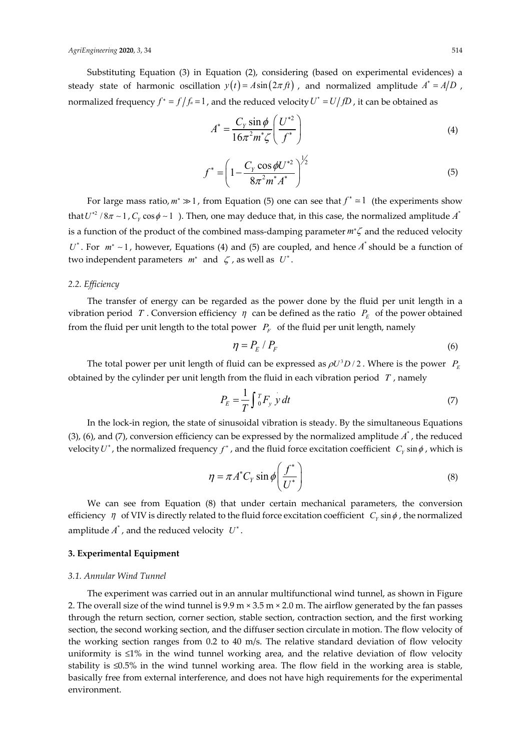Substituting Equation (3) in Equation (2), considering (based on experimental evidences) a steady state of harmonic oscillation $y(t) = A\sin(2\pi ft)$, and normalized amplitude $A^* = A/D$, normalized frequency $f^* = f/f_n = 1$, and the reduced velocity $U^* = U/fD$, it can be obtained as

$$A^* = \frac{C_Y \sin\phi}{16\pi^2 m^* \zeta}\left(\frac{U^{*2}}{f^*}\right) \tag{4}$$

$$f^* = \left(1 - \frac{C_Y \cos\phi U^{*2}}{8\pi^2 m^* A^*}\right)^{1/2} \tag{5}$$

For large mass ratio, $m^* \gg 1$, from Equation (5) one can see that $f^* \approx 1$ (the experiments show that $U^{*2}/8\pi \sim 1$, $C_Y \cos\phi \sim 1$ ). Then, one may deduce that, in this case, the normalized amplitude $A^*$ is a function of the product of the combined mass-damping parameter $m^*\zeta$ and the reduced velocity $U^*$. For $m^* \sim 1$, however, Equations (4) and (5) are coupled, and hence $A^*$ should be a function of two independent parameters $m^*$ and $\zeta$, as well as $U^*$.

### 2.2. Efficiency

The transfer of energy can be regarded as the power done by the fluid per unit length in a vibration period $T$. Conversion efficiency $\eta$ can be defined as the ratio $P_E$ of the power obtained from the fluid per unit length to the total power $P_F$ of the fluid per unit length, namely

$$\eta = P_E / P_F \tag{6}$$

The total power per unit length of fluid can be expressed as $\rho U^3 D/2$. Where is the power $P_E$ obtained by the cylinder per unit length from the fluid in each vibration period $T$, namely

$$P_E = \frac{1}{T}\int_0^T F_y \dot{y}\, dt \tag{7}$$

In the lock-in region, the state of sinusoidal vibration is steady. By the simultaneous Equations (3), (6), and (7), conversion efficiency can be expressed by the normalized amplitude $A^*$, the reduced velocity $U^*$, the normalized frequency $f^*$, and the fluid force excitation coefficient $C_Y \sin\phi$, which is

$$\eta = \pi A^* C_Y \sin\phi\left(\frac{f^*}{U^*}\right) \tag{8}$$

We can see from Equation (8) that under certain mechanical parameters, the conversion efficiency $\eta$ of VIV is directly related to the fluid force excitation coefficient $C_Y \sin\phi$, the normalized amplitude $A^*$, and the reduced velocity $U^*$.

## 3. Experimental Equipment

### 3.1. Annular Wind Tunnel

The experiment was carried out in an annular multifunctional wind tunnel, as shown in Figure 2. The overall size of the wind tunnel is 9.9 m × 3.5 m × 2.0 m. The airflow generated by the fan passes through the return section, corner section, stable section, contraction section, and the first working section, the second working section, and the diffuser section circulate in motion. The flow velocity of the working section ranges from 0.2 to 40 m/s. The relative standard deviation of flow velocity uniformity is ≤1% in the wind tunnel working area, and the relative deviation of flow velocity stability is ≤0.5% in the wind tunnel working area. The flow field in the working area is stable, basically free from external interference, and does not have high requirements for the experimental environment.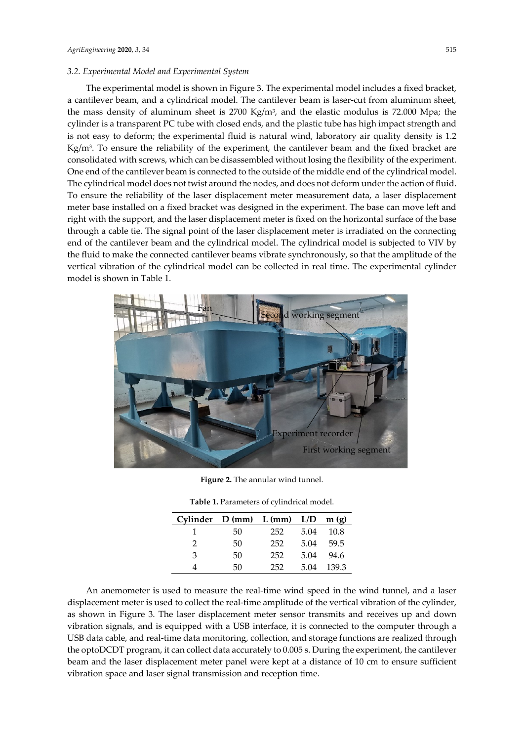### 3.2. Experimental Model and Experimental System

The experimental model is shown in Figure 3. The experimental model includes a fixed bracket, a cantilever beam, and a cylindrical model. The cantilever beam is laser-cut from aluminum sheet, the mass density of aluminum sheet is 2700 Kg/m$^3$, and the elastic modulus is 72.000 Mpa; the cylinder is a transparent PC tube with closed ends, and the plastic tube has high impact strength and is not easy to deform; the experimental fluid is natural wind, laboratory air quality density is 1.2 Kg/m$^3$. To ensure the reliability of the experiment, the cantilever beam and the fixed bracket are consolidated with screws, which can be disassembled without losing the flexibility of the experiment. One end of the cantilever beam is connected to the outside of the middle end of the cylindrical model. The cylindrical model does not twist around the nodes, and does not deform under the action of fluid. To ensure the reliability of the laser displacement meter measurement data, a laser displacement meter base installed on a fixed bracket was designed in the experiment. The base can move left and right with the support, and the laser displacement meter is fixed on the horizontal surface of the base through a cable tie. The signal point of the laser displacement meter is irradiated on the connecting end of the cantilever beam and the cylindrical model. The cylindrical model is subjected to VIV by the fluid to make the connected cantilever beams vibrate synchronously, so that the amplitude of the vertical vibration of the cylindrical model can be collected in real time. The experimental cylinder model is shown in Table 1.

**Figure 2.** The annular wind tunnel.

**Table 1.** Parameters of cylindrical model.

| Cylinder | D (mm) | L (mm) | L/D | m (g) |
|---|---|---|---|---|
| 1 | 50 | 252 | 5.04 | 10.8 |
| 2 | 50 | 252 | 5.04 | 59.5 |
| 3 | 50 | 252 | 5.04 | 94.6 |
| 4 | 50 | 252 | 5.04 | 139.3 |

An anemometer is used to measure the real-time wind speed in the wind tunnel, and a laser displacement meter is used to collect the real-time amplitude of the vertical vibration of the cylinder, as shown in Figure 3. The laser displacement meter sensor transmits and receives up and down vibration signals, and is equipped with a USB interface, it is connected to the computer through a USB data cable, and real-time data monitoring, collection, and storage functions are realized through the optoDCDT program, it can collect data accurately to 0.005 s. During the experiment, the cantilever beam and the laser displacement meter panel were kept at a distance of 10 cm to ensure sufficient vibration space and laser signal transmission and reception time.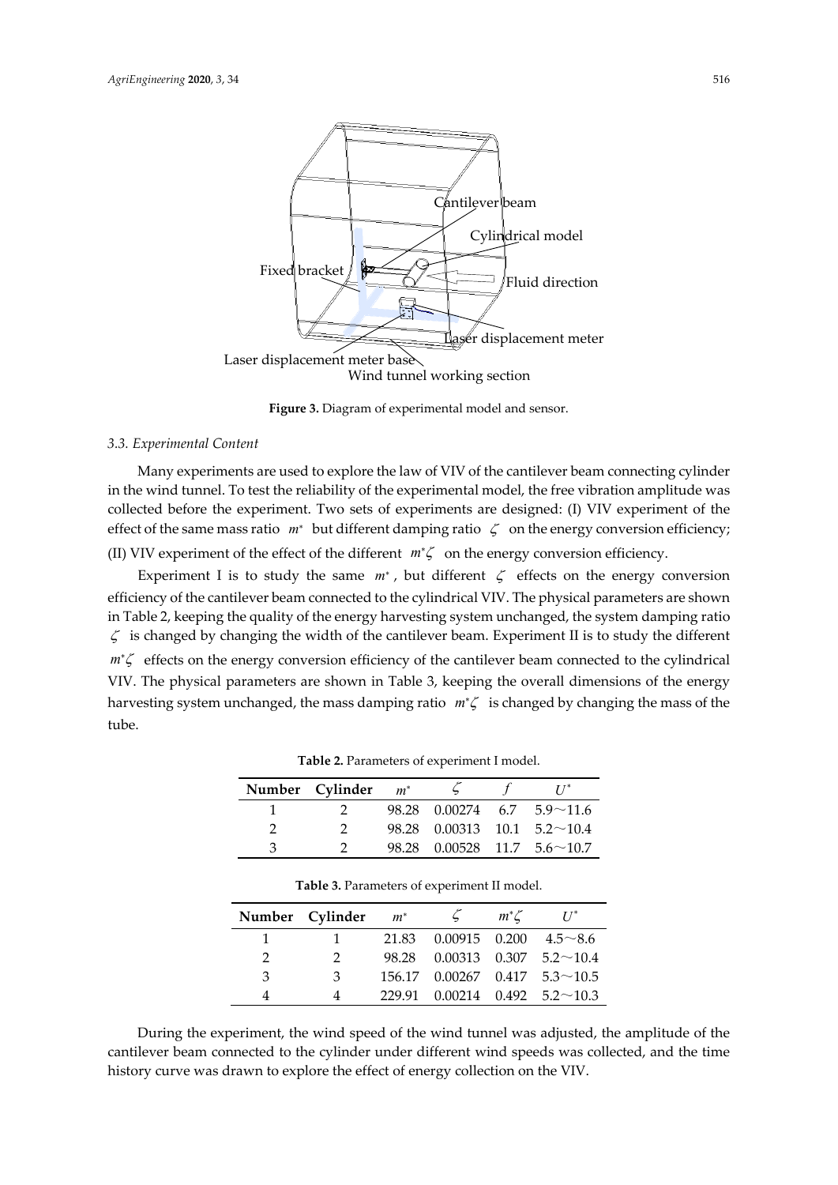Cantilever beam

Cylindrical model

Fixed bracket

Fluid direction

Laser displacement meter

Laser displacement meter base

Wind tunnel working section

**Figure 3.** Diagram of experimental model and sensor.

### 3.3. Experimental Content

Many experiments are used to explore the law of VIV of the cantilever beam connecting cylinder in the wind tunnel. To test the reliability of the experimental model, the free vibration amplitude was collected before the experiment. Two sets of experiments are designed: (I) VIV experiment of the effect of the same mass ratio $m^*$ but different damping ratio $\zeta$ on the energy conversion efficiency; (II) VIV experiment of the effect of the different $m^*\zeta$ on the energy conversion efficiency.

Experiment I is to study the same $m^*$, but different $\zeta$ effects on the energy conversion efficiency of the cantilever beam connected to the cylindrical VIV. The physical parameters are shown in Table 2, keeping the quality of the energy harvesting system unchanged, the system damping ratio $\zeta$ is changed by changing the width of the cantilever beam. Experiment II is to study the different $m^*\zeta$ effects on the energy conversion efficiency of the cantilever beam connected to the cylindrical VIV. The physical parameters are shown in Table 3, keeping the overall dimensions of the energy harvesting system unchanged, the mass damping ratio $m^*\zeta$ is changed by changing the mass of the tube.

**Table 2.** Parameters of experiment I model.

| Number | Cylinder | $m^*$ | $\zeta$ | $f$ | $U^*$ |
|---|---|---|---|---|---|
| 1 | 2 | 98.28 | 0.00274 | 6.7 | 5.9~11.6 |
| 2 | 2 | 98.28 | 0.00313 | 10.1 | 5.2~10.4 |
| 3 | 2 | 98.28 | 0.00528 | 11.7 | 5.6~10.7 |

**Table 3.** Parameters of experiment II model.

| Number | Cylinder | $m^*$ | $\zeta$ | $m^*\zeta$ | $U^*$ |
|---|---|---|---|---|---|
| 1 | 1 | 21.83 | 0.00915 | 0.200 | 4.5~8.6 |
| 2 | 2 | 98.28 | 0.00313 | 0.307 | 5.2~10.4 |
| 3 | 3 | 156.17 | 0.00267 | 0.417 | 5.3~10.5 |
| 4 | 4 | 229.91 | 0.00214 | 0.492 | 5.2~10.3 |

During the experiment, the wind speed of the wind tunnel was adjusted, the amplitude of the cantilever beam connected to the cylinder under different wind speeds was collected, and the time history curve was drawn to explore the effect of energy collection on the VIV.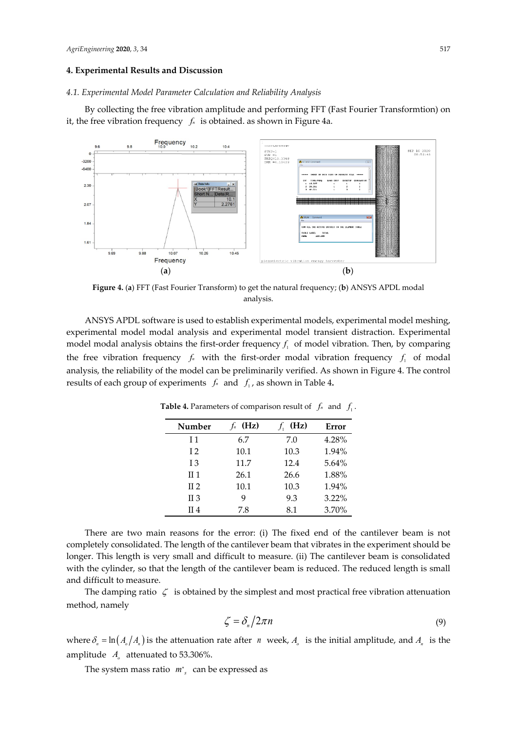## 4. Experimental Results and Discussion

### 4.1. Experimental Model Parameter Calculation and Reliability Analysis

By collecting the free vibration amplitude and performing FFT (Fast Fourier Transformtion) on it, the free vibration frequency $f_n$ is obtained. as shown in Figure 4a.

**Figure 4.** (**a**) FFT (Fast Fourier Transform) to get the natural frequency; (**b**) ANSYS APDL modal analysis.

ANSYS APDL software is used to establish experimental models, experimental model meshing, experimental model modal analysis and experimental model transient distraction. Experimental model modal analysis obtains the first-order frequency $f_1$ of model vibration. Then, by comparing the free vibration frequency $f_n$ with the first-order modal vibration frequency $f_1$ of modal analysis, the reliability of the model can be preliminarily verified. As shown in Figure 4. The control results of each group of experiments $f_n$ and $f_1$, as shown in Table 4**.**

**Table 4.** Parameters of comparison result of $f_n$ and $f_1$.

| Number | $f_n$ (Hz) | $f_1$ (Hz) | Error |
| --- | --- | --- | --- |
| I 1 | 6.7 | 7.0 | 4.28% |
| I 2 | 10.1 | 10.3 | 1.94% |
| I 3 | 11.7 | 12.4 | 5.64% |
| II 1 | 26.1 | 26.6 | 1.88% |
| II 2 | 10.1 | 10.3 | 1.94% |
| II 3 | 9 | 9.3 | 3.22% |
| II 4 | 7.8 | 8.1 | 3.70% |

There are two main reasons for the error: (i) The fixed end of the cantilever beam is not completely consolidated. The length of the cantilever beam that vibrates in the experiment should be longer. This length is very small and difficult to measure. (ii) The cantilever beam is consolidated with the cylinder, so that the length of the cantilever beam is reduced. The reduced length is small and difficult to measure.

The damping ratio $\zeta$ is obtained by the simplest and most practical free vibration attenuation method, namely

$$\zeta = \delta_n / 2\pi n \tag{9}$$

where $\delta_n = \ln(A_o / A_n)$ is the attenuation rate after $n$ week, $A_o$ is the initial amplitude, and $A_n$ is the amplitude $A_o$ attenuated to 53.306%.

The system mass ratio $m^*_s$ can be expressed as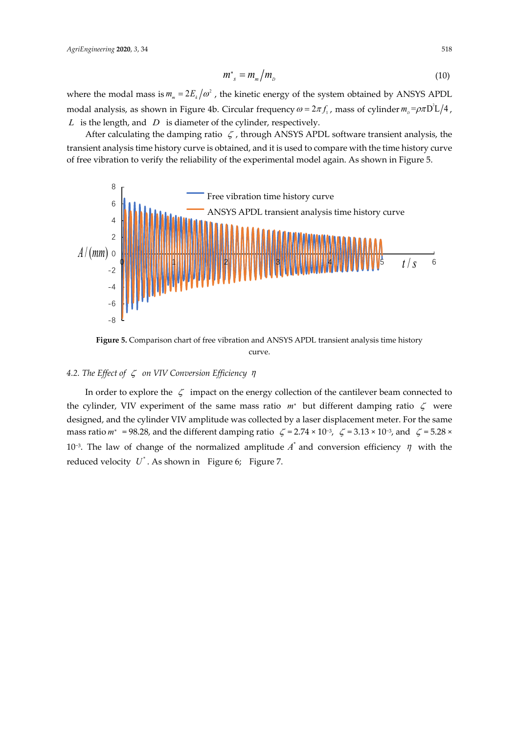$$m^*_s = m_m / m_D \tag{10}$$

where the modal mass is $m_m = 2E_k/\omega^2$, the kinetic energy of the system obtained by ANSYS APDL modal analysis, as shown in Figure 4b. Circular frequency $\omega = 2\pi f_1$, mass of cylinder $m_D = \rho\pi D^2 L/4$, $L$ is the length, and $D$ is diameter of the cylinder, respectively.

After calculating the damping ratio $\zeta$, through ANSYS APDL software transient analysis, the transient analysis time history curve is obtained, and it is used to compare with the time history curve of free vibration to verify the reliability of the experimental model again. As shown in Figure 5.

**Figure 5.** Comparison chart of free vibration and ANSYS APDL transient analysis time history curve.

*4.2. The Effect of $\zeta$ on VIV Conversion Efficiency $\eta$*

In order to explore the $\zeta$ impact on the energy collection of the cantilever beam connected to the cylinder, VIV experiment of the same mass ratio $m^*$ but different damping ratio $\zeta$ were designed, and the cylinder VIV amplitude was collected by a laser displacement meter. For the same mass ratio $m^*$ = 98.28, and the different damping ratio $\zeta = 2.74 \times 10^{-3}$, $\zeta = 3.13 \times 10^{-3}$, and $\zeta = 5.28 \times 10^{-3}$. The law of change of the normalized amplitude $A^*$ and conversion efficiency $\eta$ with the reduced velocity $U^*$. As shown in Figure 6; Figure 7.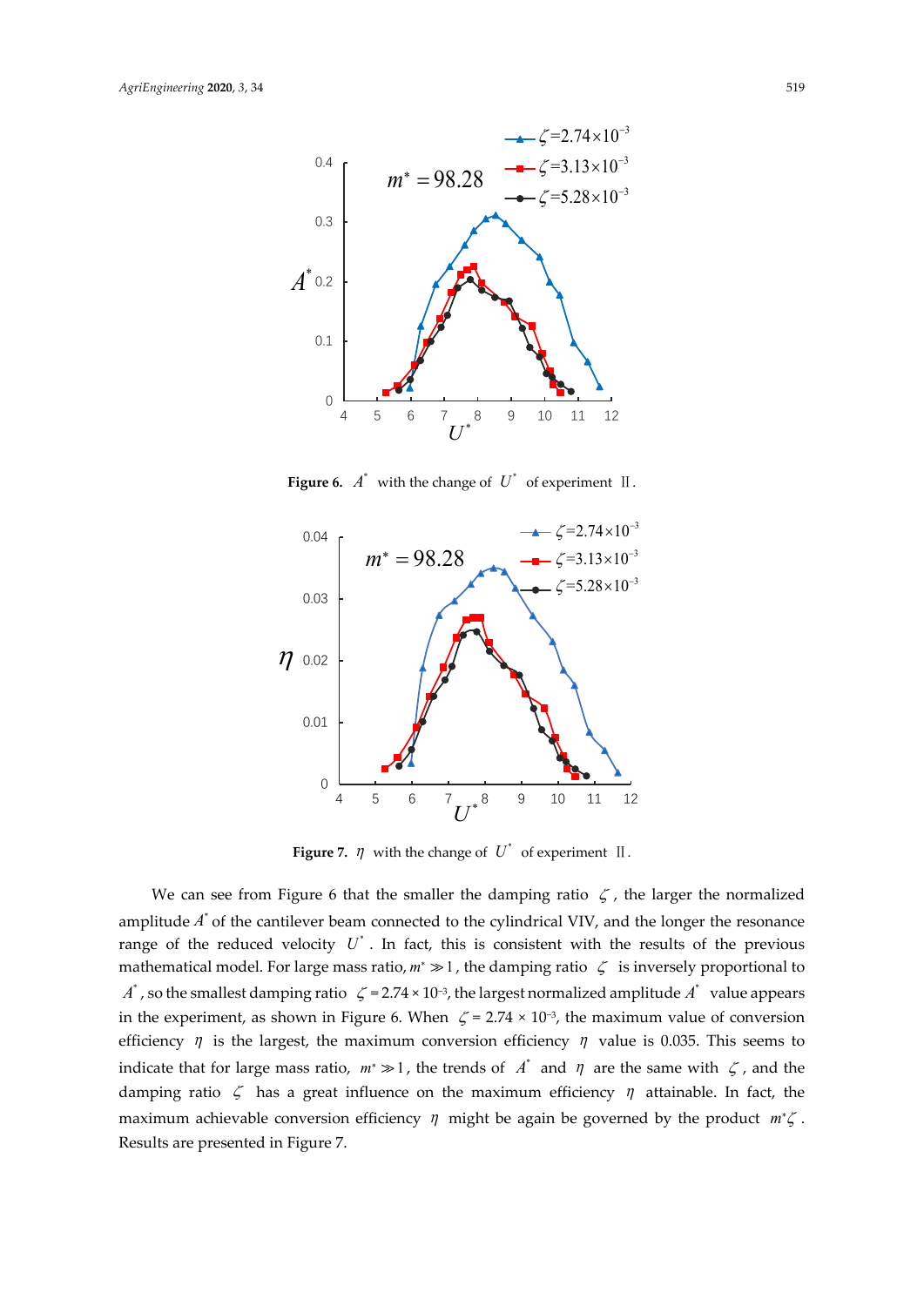**Figure 6.** $A^*$ with the change of $U^*$ of experiment Ⅱ.

**Figure 7.** $\eta$ with the change of $U^*$ of experiment Ⅱ.

We can see from Figure 6 that the smaller the damping ratio $\zeta$, the larger the normalized amplitude $A^*$ of the cantilever beam connected to the cylindrical VIV, and the longer the resonance range of the reduced velocity $U^*$. In fact, this is consistent with the results of the previous mathematical model. For large mass ratio, $m^* \gg 1$, the damping ratio $\zeta$ is inversely proportional to $A^*$, so the smallest damping ratio $\zeta = 2.74 \times 10^{-3}$, the largest normalized amplitude $A^*$ value appears in the experiment, as shown in Figure 6. When $\zeta = 2.74 \times 10^{-3}$, the maximum value of conversion efficiency $\eta$ is the largest, the maximum conversion efficiency $\eta$ value is 0.035. This seems to indicate that for large mass ratio, $m^* \gg 1$, the trends of $A^*$ and $\eta$ are the same with $\zeta$, and the damping ratio $\zeta$ has a great influence on the maximum efficiency $\eta$ attainable. In fact, the maximum achievable conversion efficiency $\eta$ might be again be governed by the product $m^*\zeta$. Results are presented in Figure 7.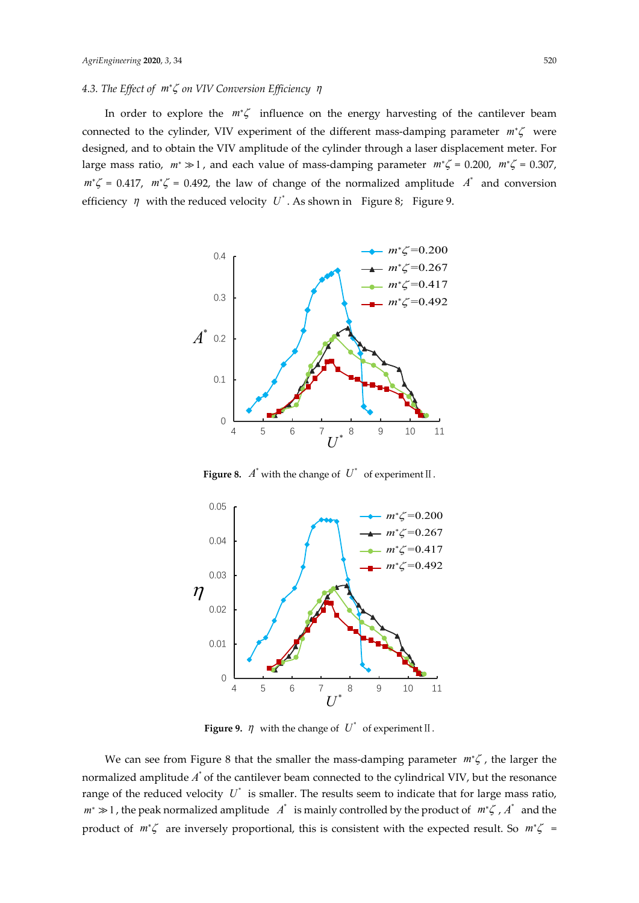### 4.3. The Effect of $m^*\zeta$ on VIV Conversion Efficiency $\eta$

In order to explore the $m^*\zeta$ influence on the energy harvesting of the cantilever beam connected to the cylinder, VIV experiment of the different mass-damping parameter $m^*\zeta$ were designed, and to obtain the VIV amplitude of the cylinder through a laser displacement meter. For large mass ratio, $m^* \gg 1$, and each value of mass-damping parameter $m^*\zeta$ = 0.200, $m^*\zeta$ = 0.307, $m^*\zeta$ = 0.417, $m^*\zeta$ = 0.492, the law of change of the normalized amplitude $A^*$ and conversion efficiency $\eta$ with the reduced velocity $U^*$. As shown in Figure 8; Figure 9.

**Figure 8.** $A^*$ with the change of $U^*$ of experiment Ⅱ.

**Figure 9.** $\eta$ with the change of $U^*$ of experiment Ⅱ.

We can see from Figure 8 that the smaller the mass-damping parameter $m^*\zeta$, the larger the normalized amplitude $A^*$ of the cantilever beam connected to the cylindrical VIV, but the resonance range of the reduced velocity $U^*$ is smaller. The results seem to indicate that for large mass ratio, $m^* \gg 1$, the peak normalized amplitude $A^*$ is mainly controlled by the product of $m^*\zeta$, $A^*$ and the product of $m^*\zeta$ are inversely proportional, this is consistent with the expected result. So $m^*\zeta$ =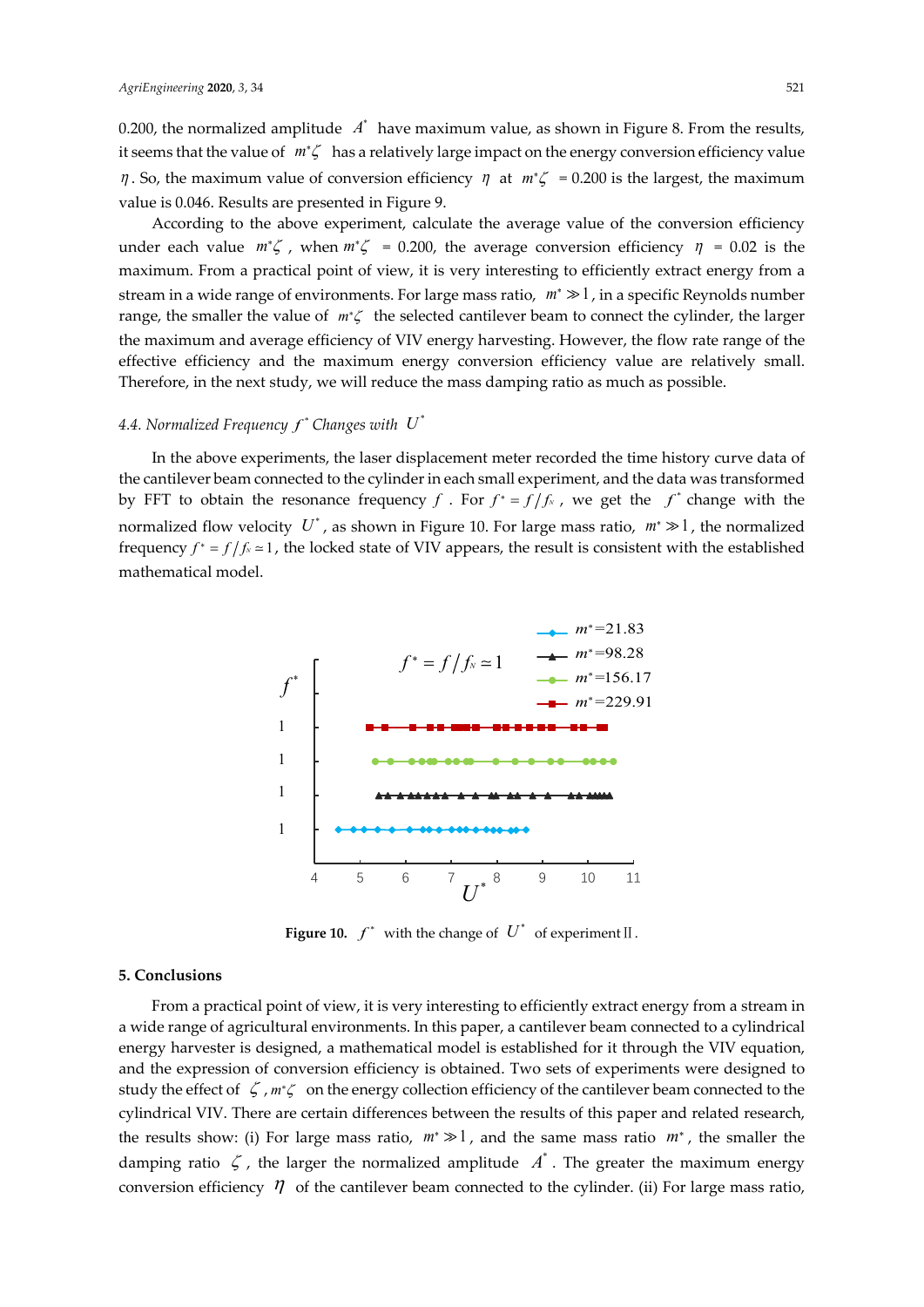0.200, the normalized amplitude $A^*$ have maximum value, as shown in Figure 8. From the results, it seems that the value of $m^*\zeta$ has a relatively large impact on the energy conversion efficiency value $\eta$. So, the maximum value of conversion efficiency $\eta$ at $m^*\zeta$ = 0.200 is the largest, the maximum value is 0.046. Results are presented in Figure 9.

According to the above experiment, calculate the average value of the conversion efficiency under each value $m^*\zeta$, when $m^*\zeta$ = 0.200, the average conversion efficiency $\eta$ = 0.02 is the maximum. From a practical point of view, it is very interesting to efficiently extract energy from a stream in a wide range of environments. For large mass ratio, $m^* \gg 1$, in a specific Reynolds number range, the smaller the value of $m^*\zeta$ the selected cantilever beam to connect the cylinder, the larger the maximum and average efficiency of VIV energy harvesting. However, the flow rate range of the effective efficiency and the maximum energy conversion efficiency value are relatively small. Therefore, in the next study, we will reduce the mass damping ratio as much as possible.

### *4.4. Normalized Frequency $f^*$ Changes with $U^*$*

In the above experiments, the laser displacement meter recorded the time history curve data of the cantilever beam connected to the cylinder in each small experiment, and the data was transformed by FFT to obtain the resonance frequency $f$. For $f^* = f/f_N$, we get the $f^*$ change with the normalized flow velocity $U^*$, as shown in Figure 10. For large mass ratio, $m^* \gg 1$, the normalized frequency $f^* = f/f_N \simeq 1$, the locked state of VIV appears, the result is consistent with the established mathematical model.

**Figure 10.** $f^*$ with the change of $U^*$ of experiment II.

## 5. Conclusions

From a practical point of view, it is very interesting to efficiently extract energy from a stream in a wide range of agricultural environments. In this paper, a cantilever beam connected to a cylindrical energy harvester is designed, a mathematical model is established for it through the VIV equation, and the expression of conversion efficiency is obtained. Two sets of experiments were designed to study the effect of $\zeta$, $m^*\zeta$ on the energy collection efficiency of the cantilever beam connected to the cylindrical VIV. There are certain differences between the results of this paper and related research, the results show: (i) For large mass ratio, $m^* \gg 1$, and the same mass ratio $m^*$, the smaller the damping ratio $\zeta$, the larger the normalized amplitude $A^*$. The greater the maximum energy conversion efficiency $\eta$ of the cantilever beam connected to the cylinder. (ii) For large mass ratio,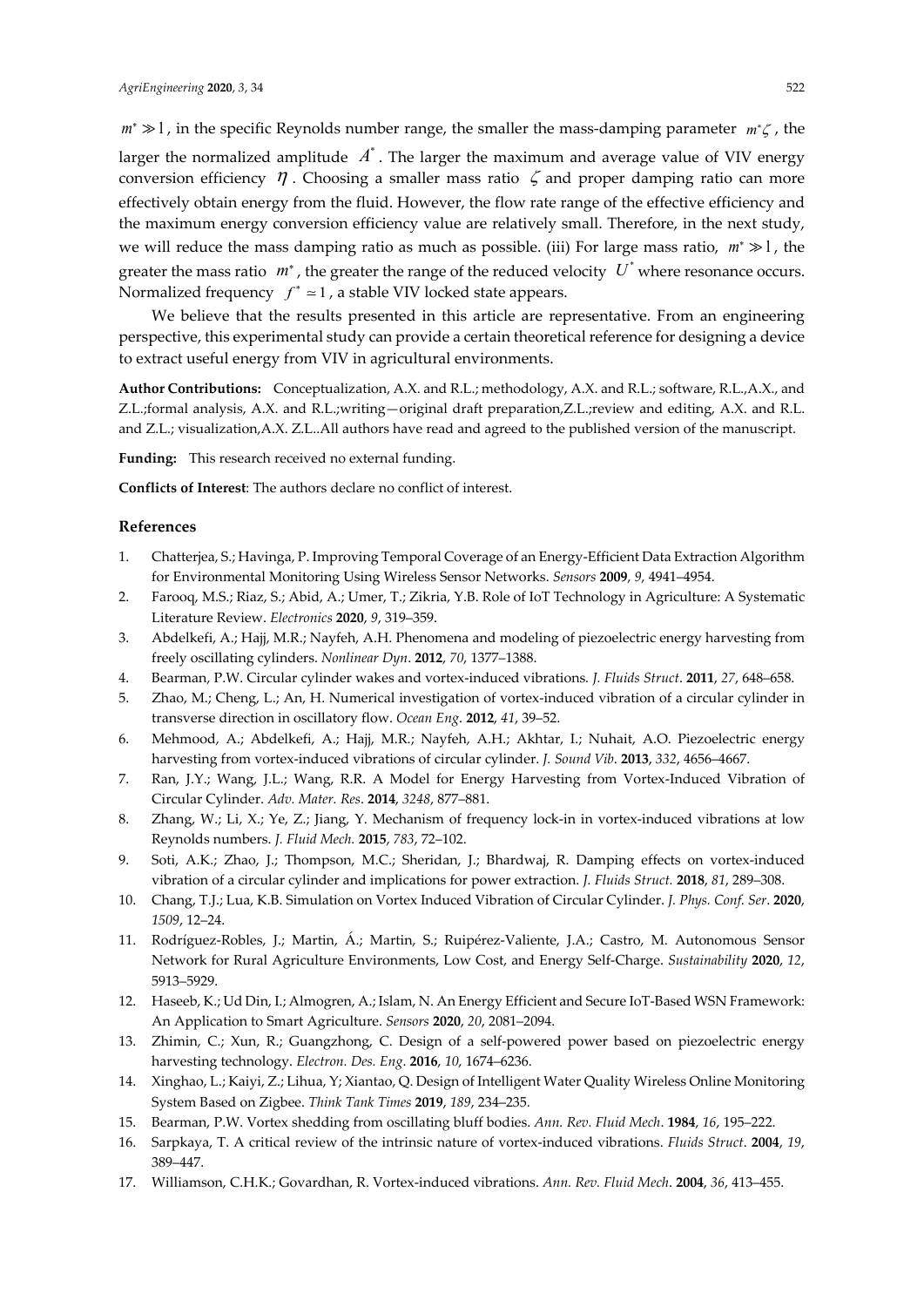$m^* \gg 1$, in the specific Reynolds number range, the smaller the mass-damping parameter $m^*\zeta$, the larger the normalized amplitude $A^*$. The larger the maximum and average value of VIV energy conversion efficiency $\eta$. Choosing a smaller mass ratio $\zeta$ and proper damping ratio can more effectively obtain energy from the fluid. However, the flow rate range of the effective efficiency and the maximum energy conversion efficiency value are relatively small. Therefore, in the next study, we will reduce the mass damping ratio as much as possible. (iii) For large mass ratio, $m^* \gg 1$, the greater the mass ratio $m^*$, the greater the range of the reduced velocity $U^*$ where resonance occurs. Normalized frequency $f^* \simeq 1$, a stable VIV locked state appears.

We believe that the results presented in this article are representative. From an engineering perspective, this experimental study can provide a certain theoretical reference for designing a device to extract useful energy from VIV in agricultural environments.

**Author Contributions:** Conceptualization, A.X. and R.L.; methodology, A.X. and R.L.; software, R.L.,A.X., and Z.L.;formal analysis, A.X. and R.L.;writing—original draft preparation,Z.L.;review and editing, A.X. and R.L. and Z.L.; visualization,A.X. Z.L..All authors have read and agreed to the published version of the manuscript.

**Funding:** This research received no external funding.

**Conflicts of Interest**: The authors declare no conflict of interest.

## References

1. Chatterjea, S.; Havinga, P. Improving Temporal Coverage of an Energy-Efficient Data Extraction Algorithm for Environmental Monitoring Using Wireless Sensor Networks. *Sensors* **2009**, *9*, 4941–4954.
2. Farooq, M.S.; Riaz, S.; Abid, A.; Umer, T.; Zikria, Y.B. Role of IoT Technology in Agriculture: A Systematic Literature Review. *Electronics* **2020**, *9*, 319–359.
3. Abdelkefi, A.; Hajj, M.R.; Nayfeh, A.H. Phenomena and modeling of piezoelectric energy harvesting from freely oscillating cylinders. *Nonlinear Dyn*. **2012**, *70*, 1377–1388.
4. Bearman, P.W. Circular cylinder wakes and vortex-induced vibrations. *J. Fluids Struct*. **2011**, *27*, 648–658.
5. Zhao, M.; Cheng, L.; An, H. Numerical investigation of vortex-induced vibration of a circular cylinder in transverse direction in oscillatory flow. *Ocean Eng*. **2012**, *41*, 39–52.
6. Mehmood, A.; Abdelkefi, A.; Hajj, M.R.; Nayfeh, A.H.; Akhtar, I.; Nuhait, A.O. Piezoelectric energy harvesting from vortex-induced vibrations of circular cylinder. *J. Sound Vib*. **2013**, *332*, 4656–4667.
7. Ran, J.Y.; Wang, J.L.; Wang, R.R. A Model for Energy Harvesting from Vortex-Induced Vibration of Circular Cylinder. *Adv. Mater. Res*. **2014**, *3248*, 877–881.
8. Zhang, W.; Li, X.; Ye, Z.; Jiang, Y. Mechanism of frequency lock-in in vortex-induced vibrations at low Reynolds numbers. *J. Fluid Mech.* **2015**, *783*, 72–102.
9. Soti, A.K.; Zhao, J.; Thompson, M.C.; Sheridan, J.; Bhardwaj, R. Damping effects on vortex-induced vibration of a circular cylinder and implications for power extraction. *J. Fluids Struct.* **2018**, *81*, 289–308.
10. Chang, T.J.; Lua, K.B. Simulation on Vortex Induced Vibration of Circular Cylinder. *J. Phys. Conf. Ser*. **2020**, *1509*, 12–24.
11. Rodríguez-Robles, J.; Martin, Á.; Martin, S.; Ruipérez-Valiente, J.A.; Castro, M. Autonomous Sensor Network for Rural Agriculture Environments, Low Cost, and Energy Self-Charge. *Sustainability* **2020**, *12*, 5913–5929.
12. Haseeb, K.; Ud Din, I.; Almogren, A.; Islam, N. An Energy Efficient and Secure IoT-Based WSN Framework: An Application to Smart Agriculture. *Sensors* **2020**, *20*, 2081–2094.
13. Zhimin, C.; Xun, R.; Guangzhong, C. Design of a self-powered power based on piezoelectric energy harvesting technology. *Electron. Des. Eng*. **2016**, *10*, 1674–6236.
14. Xinghao, L.; Kaiyi, Z.; Lihua, Y; Xiantao, Q. Design of Intelligent Water Quality Wireless Online Monitoring System Based on Zigbee. *Think Tank Times* **2019**, *189*, 234–235.
15. Bearman, P.W. Vortex shedding from oscillating bluff bodies. *Ann. Rev. Fluid Mech*. **1984**, *16*, 195–222.
16. Sarpkaya, T. A critical review of the intrinsic nature of vortex-induced vibrations. *Fluids Struct*. **2004**, *19*, 389–447.
17. Williamson, C.H.K.; Govardhan, R. Vortex-induced vibrations. *Ann. Rev. Fluid Mech*. **2004**, *36*, 413–455.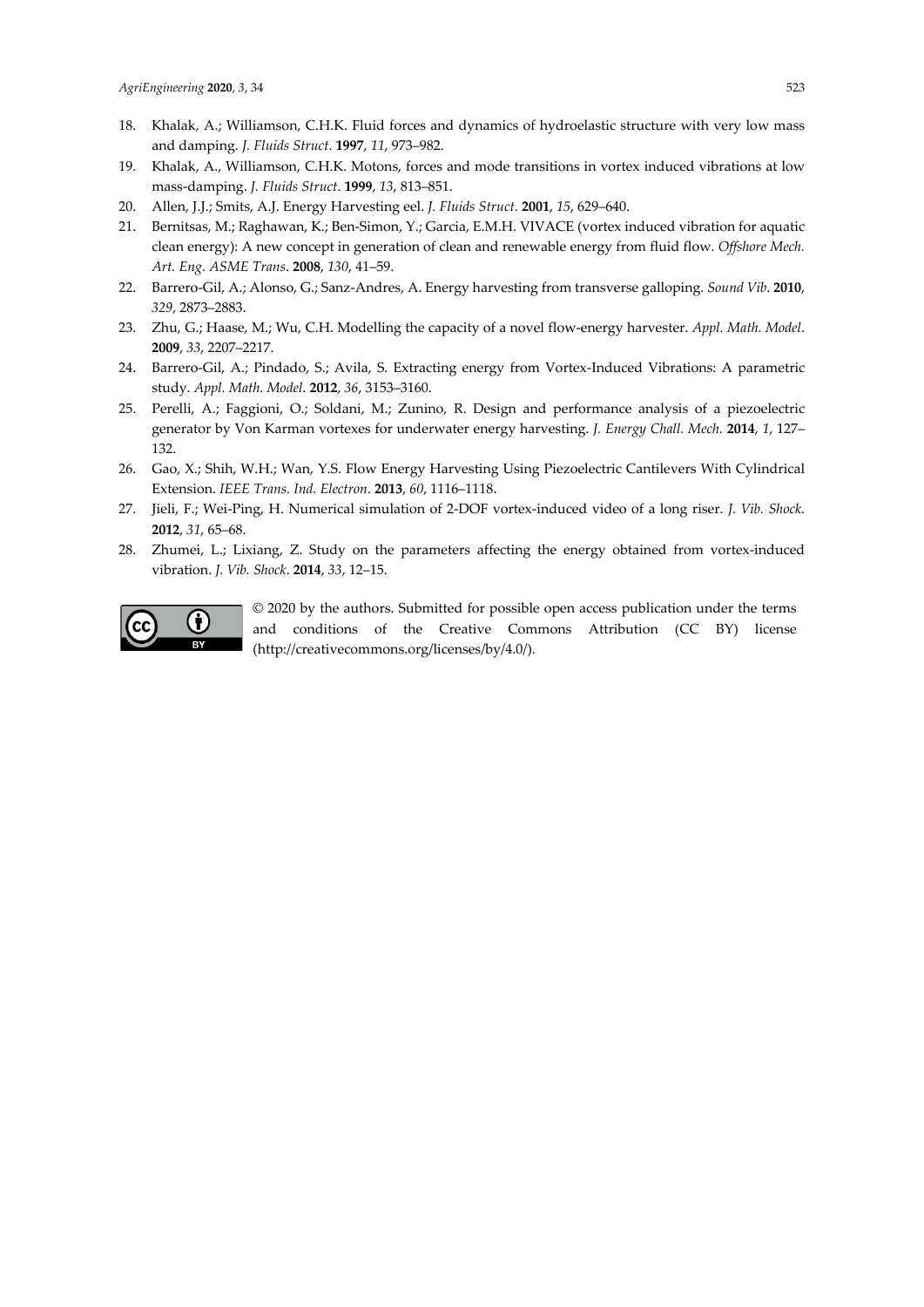18. Khalak, A.; Williamson, C.H.K. Fluid forces and dynamics of hydroelastic structure with very low mass and damping. *J. Fluids Struct*. **1997**, *11*, 973–982.
19. Khalak, A., Williamson, C.H.K. Motons, forces and mode transitions in vortex induced vibrations at low mass-damping. *J. Fluids Struct*. **1999**, *13*, 813–851.
20. Allen, J.J.; Smits, A.J. Energy Harvesting eel. *J. Fluids Struct*. **2001**, *15*, 629–640.
21. Bernitsas, M.; Raghawan, K.; Ben-Simon, Y.; Garcia, E.M.H. VIVACE (vortex induced vibration for aquatic clean energy): A new concept in generation of clean and renewable energy from fluid flow. *Offshore Mech. Art. Eng. ASME Trans*. **2008**, *130*, 41–59.
22. Barrero-Gil, A.; Alonso, G.; Sanz-Andres, A. Energy harvesting from transverse galloping. *Sound Vib*. **2010**, *329*, 2873–2883.
23. Zhu, G.; Haase, M.; Wu, C.H. Modelling the capacity of a novel flow-energy harvester. *Appl. Math. Model*. **2009**, *33*, 2207–2217.
24. Barrero-Gil, A.; Pindado, S.; Avila, S. Extracting energy from Vortex-Induced Vibrations: A parametric study. *Appl. Math. Model*. **2012**, *36*, 3153–3160.
25. Perelli, A.; Faggioni, O.; Soldani, M.; Zunino, R. Design and performance analysis of a piezoelectric generator by Von Karman vortexes for underwater energy harvesting. *J. Energy Chall. Mech.* **2014**, *1*, 127–132.
26. Gao, X.; Shih, W.H.; Wan, Y.S. Flow Energy Harvesting Using Piezoelectric Cantilevers With Cylindrical Extension. *IEEE Trans. Ind. Electron*. **2013**, *60*, 1116–1118.
27. Jieli, F.; Wei-Ping, H. Numerical simulation of 2-DOF vortex-induced video of a long riser. *J. Vib. Shock*. **2012**, *31*, 65–68.
28. Zhumei, L.; Lixiang, Z. Study on the parameters affecting the energy obtained from vortex-induced vibration. *J. Vib. Shock*. **2014**, *33*, 12–15.

© 2020 by the authors. Submitted for possible open access publication under the terms and conditions of the Creative Commons Attribution (CC BY) license (http://creativecommons.org/licenses/by/4.0/).